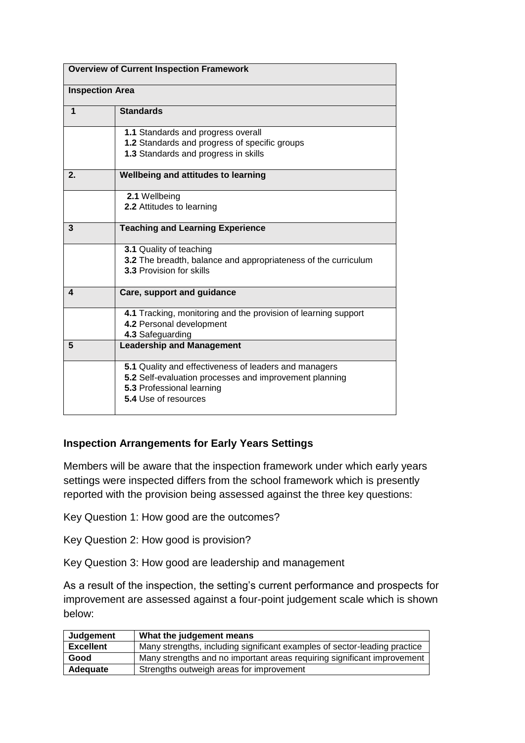| Overview of Current Inspection Framework | |
|---|---|
| **Inspection Area** | |
| **1** | **Standards** |
| | **1.1** Standards and progress overall<br>**1.2** Standards and progress of specific groups<br>**1.3** Standards and progress in skills |
| **2.** | **Wellbeing and attitudes to learning** |
| | **2.1** Wellbeing<br>**2.2** Attitudes to learning |
| **3** | **Teaching and Learning Experience** |
| | **3.1** Quality of teaching<br>**3.2** The breadth, balance and appropriateness of the curriculum<br>**3.3** Provision for skills |
| **4** | **Care, support and guidance** |
| | **4.1** Tracking, monitoring and the provision of learning support<br>**4.2** Personal development<br>**4.3** Safeguarding |
| **5** | **Leadership and Management** |
| | **5.1** Quality and effectiveness of leaders and managers<br>**5.2** Self-evaluation processes and improvement planning<br>**5.3** Professional learning<br>**5.4** Use of resources |

### Inspection Arrangements for Early Years Settings

Members will be aware that the inspection framework under which early years settings were inspected differs from the school framework which is presently reported with the provision being assessed against the three key questions:

Key Question 1: How good are the outcomes?

Key Question 2: How good is provision?

Key Question 3: How good are leadership and management

As a result of the inspection, the setting's current performance and prospects for improvement are assessed against a four-point judgement scale which is shown below:

| Judgement | What the judgement means |
|---|---|
| **Excellent** | Many strengths, including significant examples of sector-leading practice |
| **Good** | Many strengths and no important areas requiring significant improvement |
| **Adequate** | Strengths outweigh areas for improvement |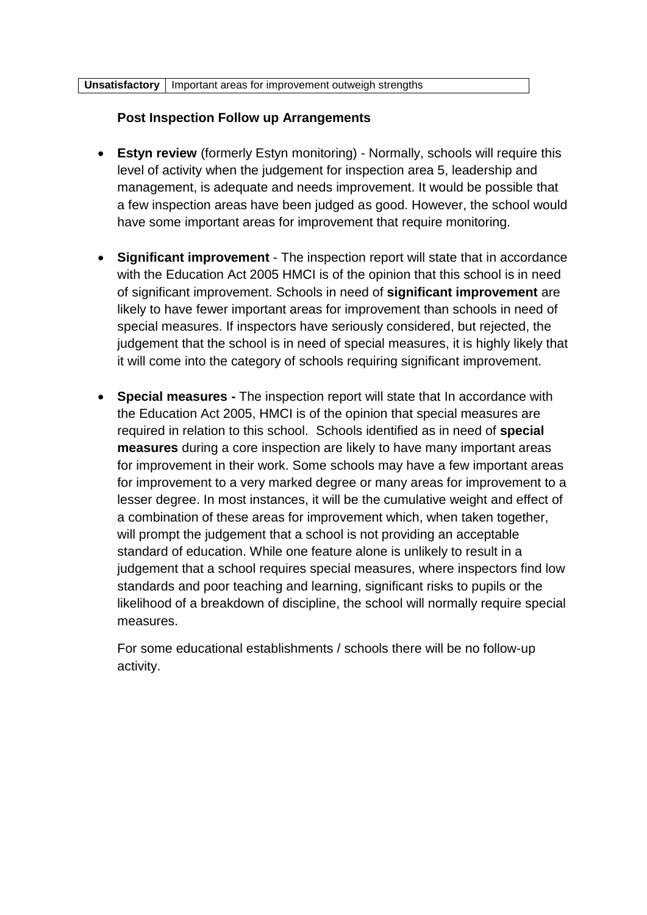| | |
|---|---|
| **Unsatisfactory** | Important areas for improvement outweigh strengths |

**Post Inspection Follow up Arrangements**

- **Estyn review** (formerly Estyn monitoring) - Normally, schools will require this level of activity when the judgement for inspection area 5, leadership and management, is adequate and needs improvement. It would be possible that a few inspection areas have been judged as good. However, the school would have some important areas for improvement that require monitoring.

- **Significant improvement** - The inspection report will state that in accordance with the Education Act 2005 HMCI is of the opinion that this school is in need of significant improvement. Schools in need of **significant improvement** are likely to have fewer important areas for improvement than schools in need of special measures. If inspectors have seriously considered, but rejected, the judgement that the school is in need of special measures, it is highly likely that it will come into the category of schools requiring significant improvement.

- **Special measures -** The inspection report will state that In accordance with the Education Act 2005, HMCI is of the opinion that special measures are required in relation to this school. Schools identified as in need of **special measures** during a core inspection are likely to have many important areas for improvement in their work. Some schools may have a few important areas for improvement to a very marked degree or many areas for improvement to a lesser degree. In most instances, it will be the cumulative weight and effect of a combination of these areas for improvement which, when taken together, will prompt the judgement that a school is not providing an acceptable standard of education. While one feature alone is unlikely to result in a judgement that a school requires special measures, where inspectors find low standards and poor teaching and learning, significant risks to pupils or the likelihood of a breakdown of discipline, the school will normally require special measures.

  For some educational establishments / schools there will be no follow-up activity.